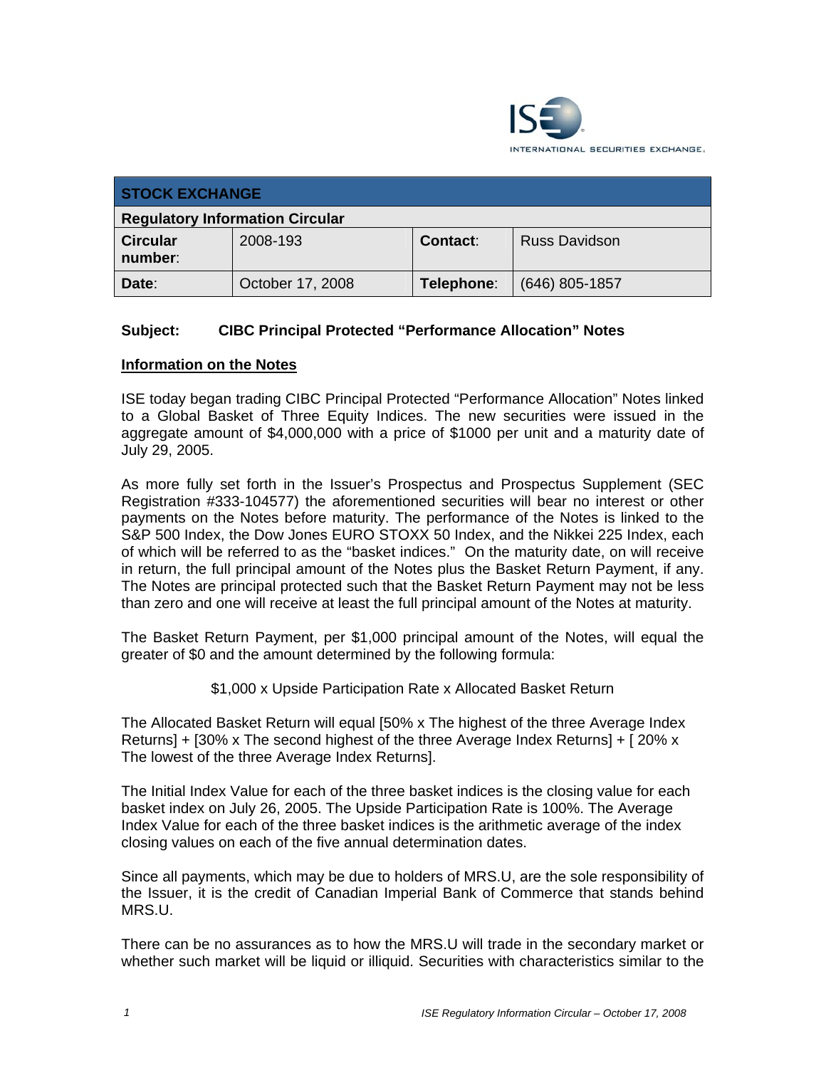ISE INTERNATIONAL SECURITIES EXCHANGE.

| STOCK EXCHANGE | | | |
|---|---|---|---|
| **Regulatory Information Circular** | | | |
| **Circular number**: | 2008-193 | **Contact**: | Russ Davidson |
| **Date**: | October 17, 2008 | **Telephone**: | (646) 805-1857 |

**Subject: CIBC Principal Protected "Performance Allocation" Notes**

**Information on the Notes**

ISE today began trading CIBC Principal Protected "Performance Allocation" Notes linked to a Global Basket of Three Equity Indices. The new securities were issued in the aggregate amount of $4,000,000 with a price of $1000 per unit and a maturity date of July 29, 2005.

As more fully set forth in the Issuer's Prospectus and Prospectus Supplement (SEC Registration #333-104577) the aforementioned securities will bear no interest or other payments on the Notes before maturity. The performance of the Notes is linked to the S&P 500 Index, the Dow Jones EURO STOXX 50 Index, and the Nikkei 225 Index, each of which will be referred to as the "basket indices." On the maturity date, on will receive in return, the full principal amount of the Notes plus the Basket Return Payment, if any. The Notes are principal protected such that the Basket Return Payment may not be less than zero and one will receive at least the full principal amount of the Notes at maturity.

The Basket Return Payment, per $1,000 principal amount of the Notes, will equal the greater of $0 and the amount determined by the following formula:

$1,000 x Upside Participation Rate x Allocated Basket Return

The Allocated Basket Return will equal [50% x The highest of the three Average Index Returns] + [30% x The second highest of the three Average Index Returns] + [ 20% x The lowest of the three Average Index Returns].

The Initial Index Value for each of the three basket indices is the closing value for each basket index on July 26, 2005. The Upside Participation Rate is 100%. The Average Index Value for each of the three basket indices is the arithmetic average of the index closing values on each of the five annual determination dates.

Since all payments, which may be due to holders of MRS.U, are the sole responsibility of the Issuer, it is the credit of Canadian Imperial Bank of Commerce that stands behind MRS.U.

There can be no assurances as to how the MRS.U will trade in the secondary market or whether such market will be liquid or illiquid. Securities with characteristics similar to the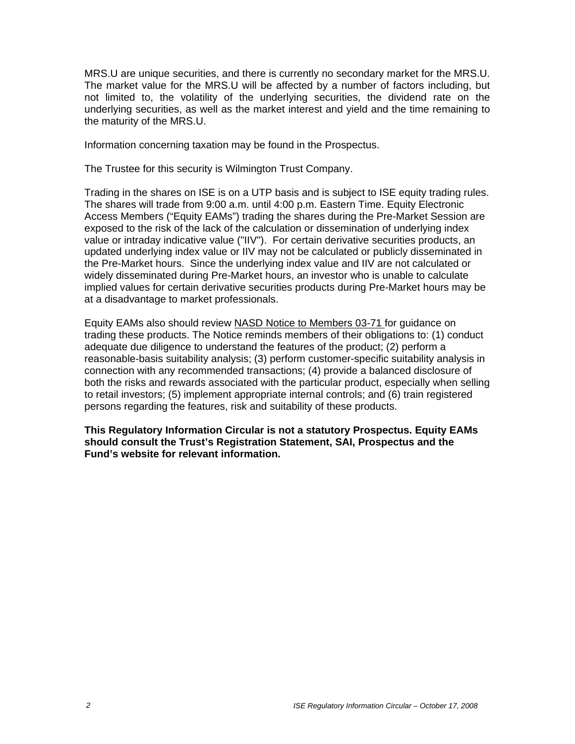MRS.U are unique securities, and there is currently no secondary market for the MRS.U. The market value for the MRS.U will be affected by a number of factors including, but not limited to, the volatility of the underlying securities, the dividend rate on the underlying securities, as well as the market interest and yield and the time remaining to the maturity of the MRS.U.

Information concerning taxation may be found in the Prospectus.

The Trustee for this security is Wilmington Trust Company.

Trading in the shares on ISE is on a UTP basis and is subject to ISE equity trading rules. The shares will trade from 9:00 a.m. until 4:00 p.m. Eastern Time. Equity Electronic Access Members ("Equity EAMs") trading the shares during the Pre-Market Session are exposed to the risk of the lack of the calculation or dissemination of underlying index value or intraday indicative value ("IIV"). For certain derivative securities products, an updated underlying index value or IIV may not be calculated or publicly disseminated in the Pre-Market hours. Since the underlying index value and IIV are not calculated or widely disseminated during Pre-Market hours, an investor who is unable to calculate implied values for certain derivative securities products during Pre-Market hours may be at a disadvantage to market professionals.

Equity EAMs also should review NASD Notice to Members 03-71 for guidance on trading these products. The Notice reminds members of their obligations to: (1) conduct adequate due diligence to understand the features of the product; (2) perform a reasonable-basis suitability analysis; (3) perform customer-specific suitability analysis in connection with any recommended transactions; (4) provide a balanced disclosure of both the risks and rewards associated with the particular product, especially when selling to retail investors; (5) implement appropriate internal controls; and (6) train registered persons regarding the features, risk and suitability of these products.

**This Regulatory Information Circular is not a statutory Prospectus. Equity EAMs should consult the Trust's Registration Statement, SAI, Prospectus and the Fund's website for relevant information.**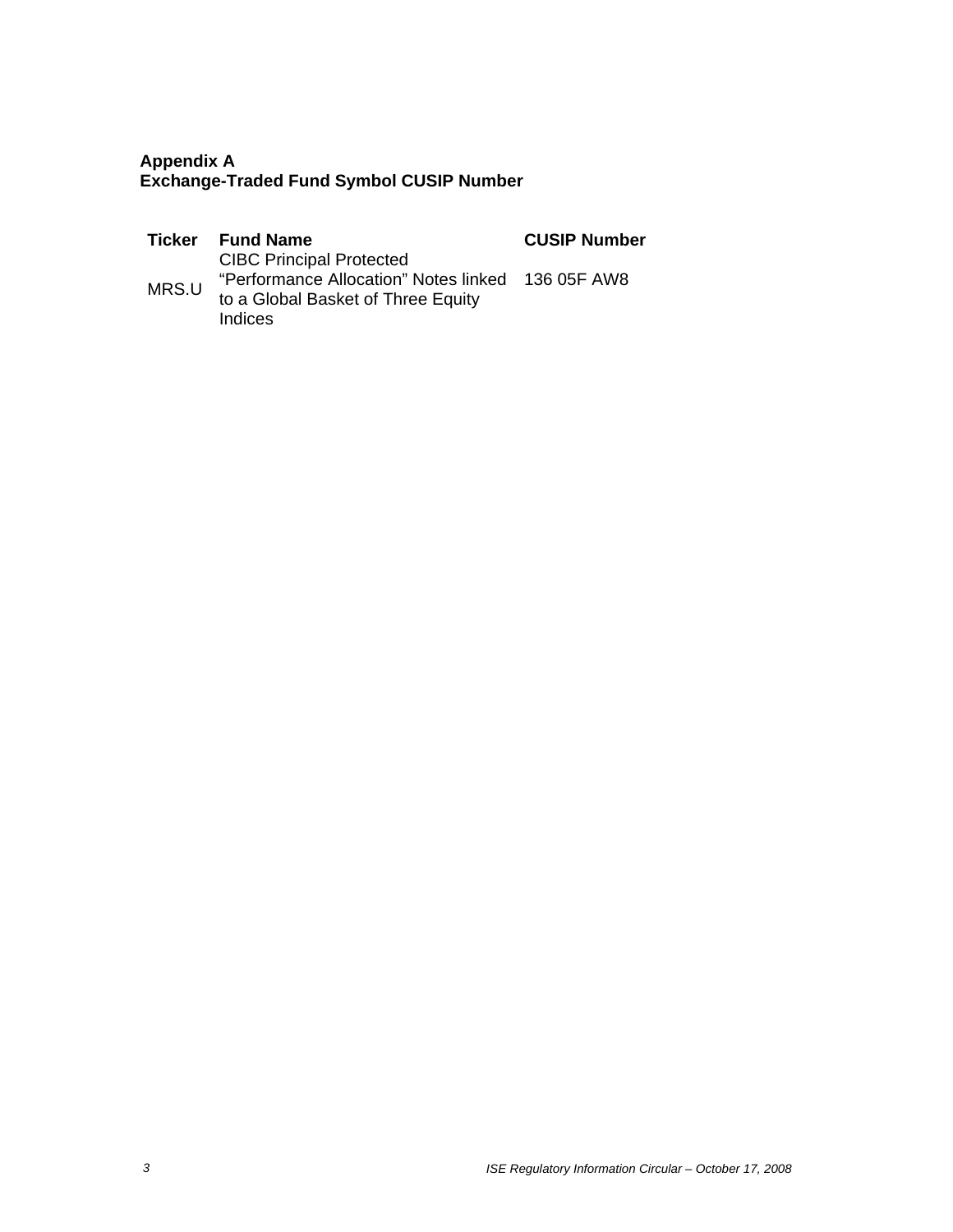**Appendix A**
**Exchange-Traded Fund Symbol CUSIP Number**

| Ticker | Fund Name | CUSIP Number |
|---|---|---|
| MRS.U | CIBC Principal Protected "Performance Allocation" Notes linked to a Global Basket of Three Equity Indices | 136 05F AW8 |